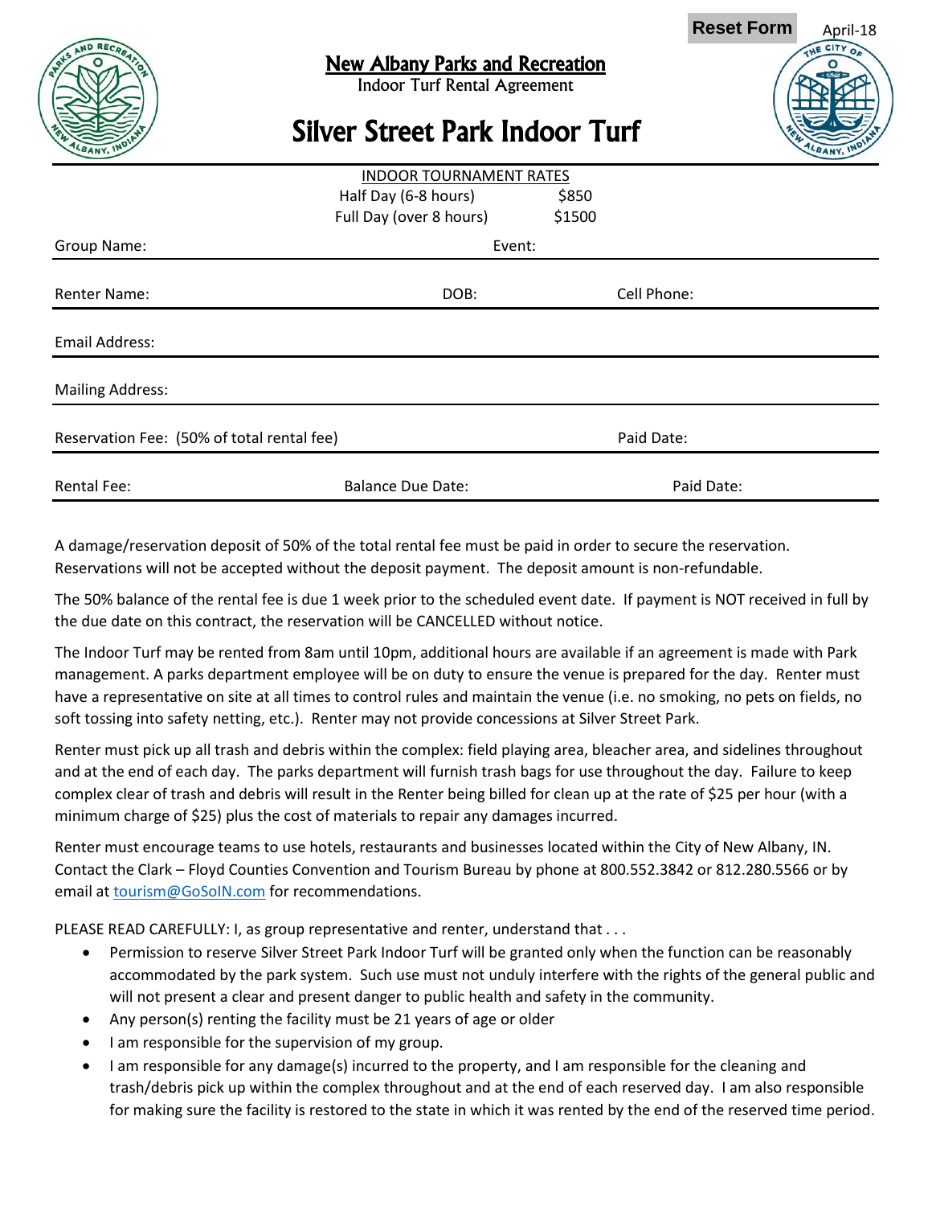Reset Form April-18

# New Albany Parks and Recreation

Indoor Turf Rental Agreement

# Silver Street Park Indoor Turf

| INDOOR TOURNAMENT RATES | |
|---|---|
| Half Day (6-8 hours) | $850 |
| Full Day (over 8 hours) | $1500 |

Group Name: Event:

Renter Name: DOB: Cell Phone:

Email Address:

Mailing Address:

Reservation Fee: (50% of total rental fee) Paid Date:

Rental Fee: Balance Due Date: Paid Date:

A damage/reservation deposit of 50% of the total rental fee must be paid in order to secure the reservation. Reservations will not be accepted without the deposit payment. The deposit amount is non-refundable.

The 50% balance of the rental fee is due 1 week prior to the scheduled event date. If payment is NOT received in full by the due date on this contract, the reservation will be CANCELLED without notice.

The Indoor Turf may be rented from 8am until 10pm, additional hours are available if an agreement is made with Park management. A parks department employee will be on duty to ensure the venue is prepared for the day. Renter must have a representative on site at all times to control rules and maintain the venue (i.e. no smoking, no pets on fields, no soft tossing into safety netting, etc.). Renter may not provide concessions at Silver Street Park.

Renter must pick up all trash and debris within the complex: field playing area, bleacher area, and sidelines throughout and at the end of each day. The parks department will furnish trash bags for use throughout the day. Failure to keep complex clear of trash and debris will result in the Renter being billed for clean up at the rate of $25 per hour (with a minimum charge of $25) plus the cost of materials to repair any damages incurred.

Renter must encourage teams to use hotels, restaurants and businesses located within the City of New Albany, IN. Contact the Clark – Floyd Counties Convention and Tourism Bureau by phone at 800.552.3842 or 812.280.5566 or by email at tourism@GoSoIN.com for recommendations.

PLEASE READ CAREFULLY: I, as group representative and renter, understand that . . .

- Permission to reserve Silver Street Park Indoor Turf will be granted only when the function can be reasonably accommodated by the park system. Such use must not unduly interfere with the rights of the general public and will not present a clear and present danger to public health and safety in the community.
- Any person(s) renting the facility must be 21 years of age or older
- I am responsible for the supervision of my group.
- I am responsible for any damage(s) incurred to the property, and I am responsible for the cleaning and trash/debris pick up within the complex throughout and at the end of each reserved day. I am also responsible for making sure the facility is restored to the state in which it was rented by the end of the reserved time period.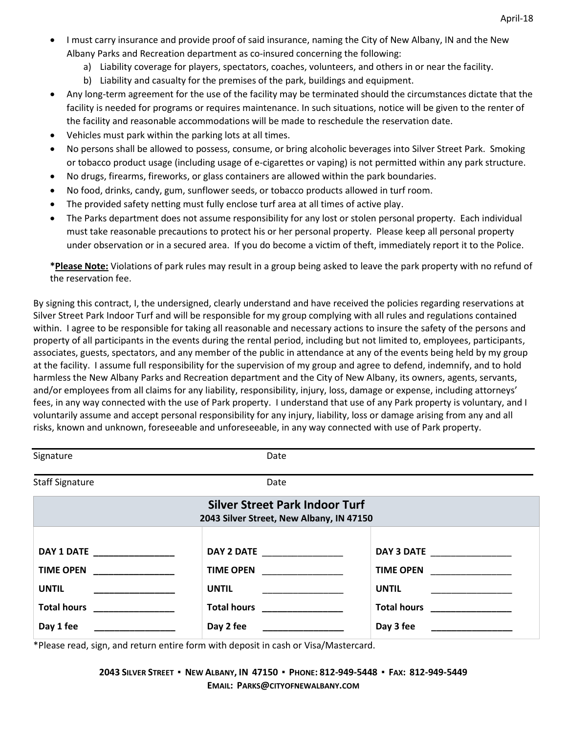- I must carry insurance and provide proof of said insurance, naming the City of New Albany, IN and the New Albany Parks and Recreation department as co-insured concerning the following:
  a) Liability coverage for players, spectators, coaches, volunteers, and others in or near the facility.
  b) Liability and casualty for the premises of the park, buildings and equipment.
- Any long-term agreement for the use of the facility may be terminated should the circumstances dictate that the facility is needed for programs or requires maintenance. In such situations, notice will be given to the renter of the facility and reasonable accommodations will be made to reschedule the reservation date.
- Vehicles must park within the parking lots at all times.
- No persons shall be allowed to possess, consume, or bring alcoholic beverages into Silver Street Park. Smoking or tobacco product usage (including usage of e-cigarettes or vaping) is not permitted within any park structure.
- No drugs, firearms, fireworks, or glass containers are allowed within the park boundaries.
- No food, drinks, candy, gum, sunflower seeds, or tobacco products allowed in turf room.
- The provided safety netting must fully enclose turf area at all times of active play.
- The Parks department does not assume responsibility for any lost or stolen personal property. Each individual must take reasonable precautions to protect his or her personal property. Please keep all personal property under observation or in a secured area. If you do become a victim of theft, immediately report it to the Police.

***Please Note:** Violations of park rules may result in a group being asked to leave the park property with no refund of the reservation fee.

By signing this contract, I, the undersigned, clearly understand and have received the policies regarding reservations at Silver Street Park Indoor Turf and will be responsible for my group complying with all rules and regulations contained within. I agree to be responsible for taking all reasonable and necessary actions to insure the safety of the persons and property of all participants in the events during the rental period, including but not limited to, employees, participants, associates, guests, spectators, and any member of the public in attendance at any of the events being held by my group at the facility. I assume full responsibility for the supervision of my group and agree to defend, indemnify, and to hold harmless the New Albany Parks and Recreation department and the City of New Albany, its owners, agents, servants, and/or employees from all claims for any liability, responsibility, injury, loss, damage or expense, including attorneys' fees, in any way connected with the use of Park property. I understand that use of any Park property is voluntary, and I voluntarily assume and accept personal responsibility for any injury, liability, loss or damage arising from any and all risks, known and unknown, foreseeable and unforeseeable, in any way connected with use of Park property.

Signature ______________________ Date ______________________

Staff Signature ______________________ Date ______________________

## Silver Street Park Indoor Turf

**2043 Silver Street, New Albany, IN 47150**

| | | |
|---|---|---|
| **DAY 1 DATE** ________________ | **DAY 2 DATE** ________________ | **DAY 3 DATE** ________________ |
| **TIME OPEN** ________________ | **TIME OPEN** ________________ | **TIME OPEN** ________________ |
| **UNTIL** ________________ | **UNTIL** ________________ | **UNTIL** ________________ |
| **Total hours** ________________ | **Total hours** ________________ | **Total hours** ________________ |
| **Day 1 fee** ________________ | **Day 2 fee** ________________ | **Day 3 fee** ________________ |

*Please read, sign, and return entire form with deposit in cash or Visa/Mastercard.

**2043 Silver Street ▪ New Albany, IN 47150 ▪ Phone: 812-949-5448 ▪ Fax: 812-949-5449**
**Email: Parks@cityofnewalbany.com**